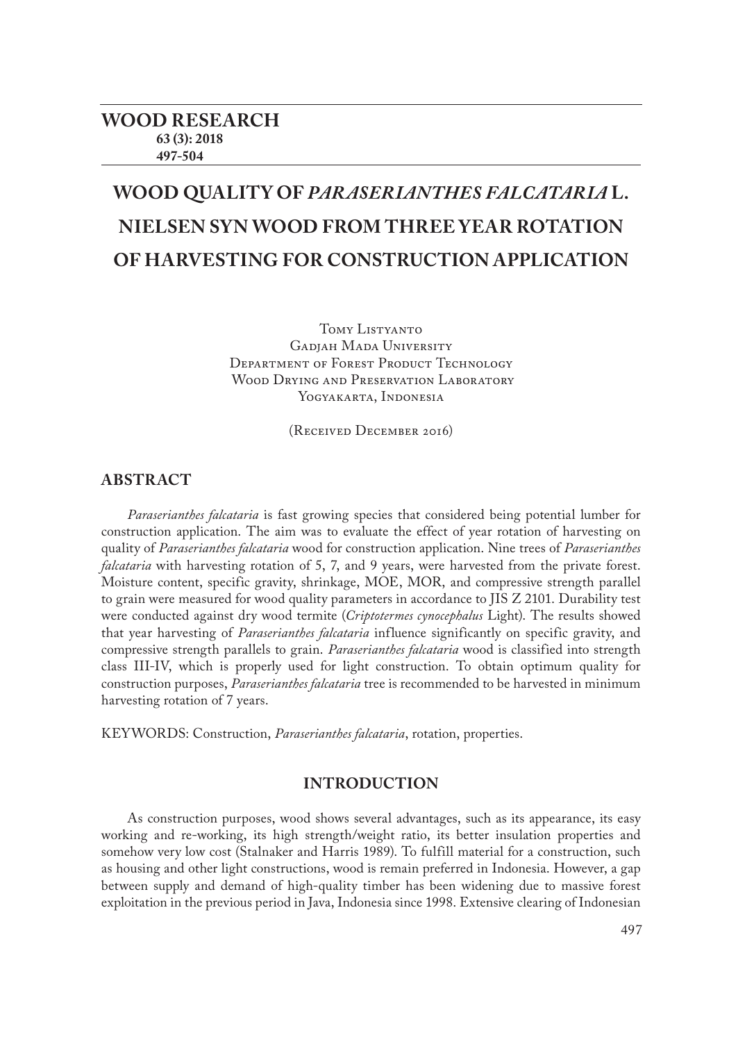# WOOD QUALITY OF *PARASERIANTHES FALCATARIA* L. NIELSEN SYN WOOD FROM THREE YEAR ROTATION OF HARVESTING FOR CONSTRUCTION APPLICATION

Tomy Listyanto
Gadjah Mada University
Department of Forest Product Technology
Wood Drying and Preservation Laboratory
Yogyakarta, Indonesia

(Received December 2016)

## ABSTRACT

*Paraserianthes falcataria* is fast growing species that considered being potential lumber for construction application. The aim was to evaluate the effect of year rotation of harvesting on quality of *Paraserianthes falcataria* wood for construction application. Nine trees of *Paraserianthes falcataria* with harvesting rotation of 5, 7, and 9 years, were harvested from the private forest. Moisture content, specific gravity, shrinkage, MOE, MOR, and compressive strength parallel to grain were measured for wood quality parameters in accordance to JIS Z 2101. Durability test were conducted against dry wood termite (*Criptotermes cynocephalus* Light). The results showed that year harvesting of *Paraserianthes falcataria* influence significantly on specific gravity, and compressive strength parallels to grain. *Paraserianthes falcataria* wood is classified into strength class III-IV, which is properly used for light construction. To obtain optimum quality for construction purposes, *Paraserianthes falcataria* tree is recommended to be harvested in minimum harvesting rotation of 7 years.

KEYWORDS: Construction, *Paraserianthes falcataria*, rotation, properties.

## INTRODUCTION

As construction purposes, wood shows several advantages, such as its appearance, its easy working and re-working, its high strength/weight ratio, its better insulation properties and somehow very low cost (Stalnaker and Harris 1989). To fulfill material for a construction, such as housing and other light constructions, wood is remain preferred in Indonesia. However, a gap between supply and demand of high-quality timber has been widening due to massive forest exploitation in the previous period in Java, Indonesia since 1998. Extensive clearing of Indonesian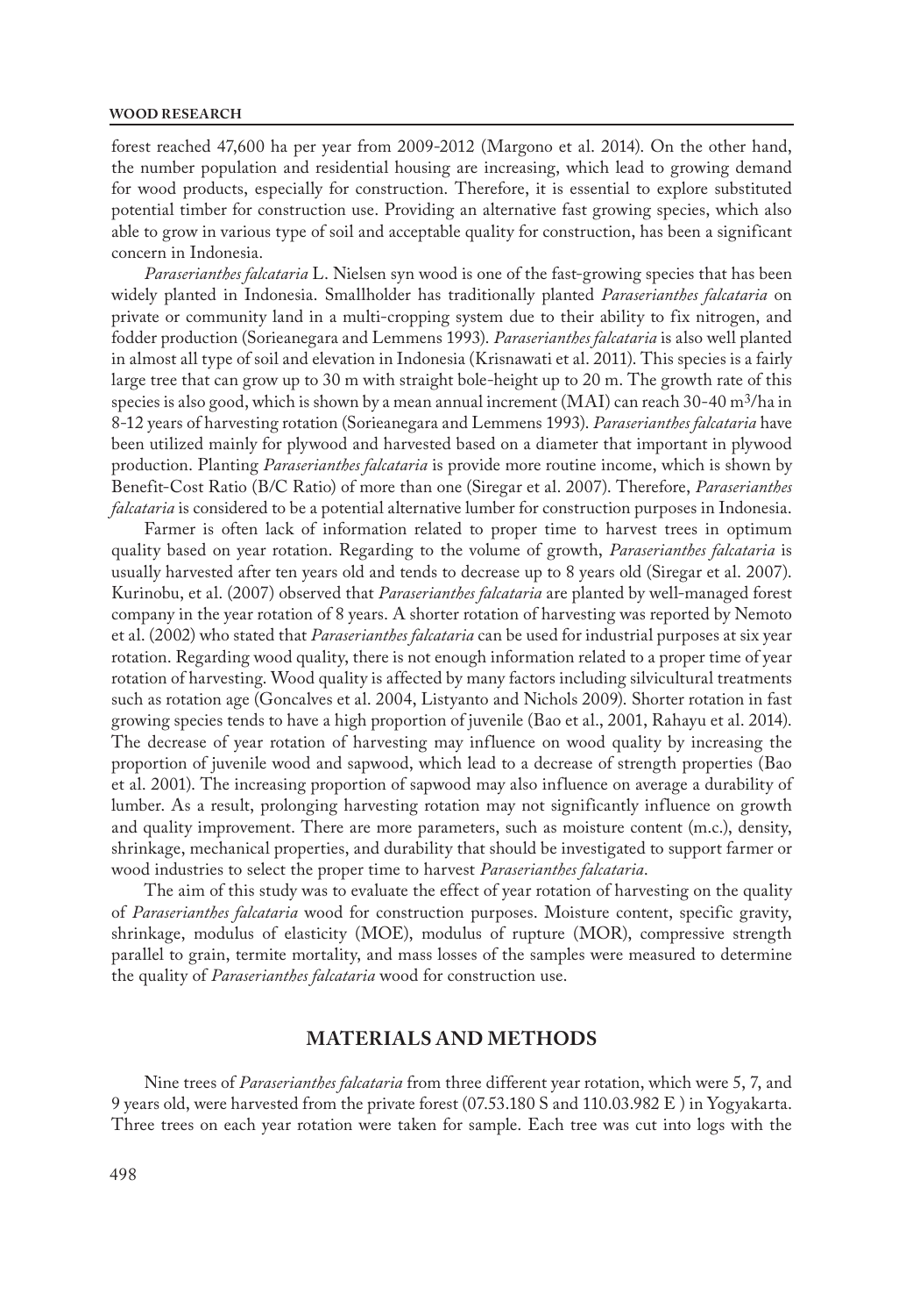forest reached 47,600 ha per year from 2009-2012 (Margono et al. 2014). On the other hand, the number population and residential housing are increasing, which lead to growing demand for wood products, especially for construction. Therefore, it is essential to explore substituted potential timber for construction use. Providing an alternative fast growing species, which also able to grow in various type of soil and acceptable quality for construction, has been a significant concern in Indonesia.

*Paraserianthes falcataria* L. Nielsen syn wood is one of the fast-growing species that has been widely planted in Indonesia. Smallholder has traditionally planted *Paraserianthes falcataria* on private or community land in a multi-cropping system due to their ability to fix nitrogen, and fodder production (Sorieanegara and Lemmens 1993). *Paraserianthes falcataria* is also well planted in almost all type of soil and elevation in Indonesia (Krisnawati et al. 2011). This species is a fairly large tree that can grow up to 30 m with straight bole-height up to 20 m. The growth rate of this species is also good, which is shown by a mean annual increment (MAI) can reach 30-40 $m^3$/ha in 8-12 years of harvesting rotation (Sorieanegara and Lemmens 1993). *Paraserianthes falcataria* have been utilized mainly for plywood and harvested based on a diameter that important in plywood production. Planting *Paraserianthes falcataria* is provide more routine income, which is shown by Benefit-Cost Ratio (B/C Ratio) of more than one (Siregar et al. 2007). Therefore, *Paraserianthes falcataria* is considered to be a potential alternative lumber for construction purposes in Indonesia.

Farmer is often lack of information related to proper time to harvest trees in optimum quality based on year rotation. Regarding to the volume of growth, *Paraserianthes falcataria* is usually harvested after ten years old and tends to decrease up to 8 years old (Siregar et al. 2007). Kurinobu, et al. (2007) observed that *Paraserianthes falcataria* are planted by well-managed forest company in the year rotation of 8 years. A shorter rotation of harvesting was reported by Nemoto et al. (2002) who stated that *Paraserianthes falcataria* can be used for industrial purposes at six year rotation. Regarding wood quality, there is not enough information related to a proper time of year rotation of harvesting. Wood quality is affected by many factors including silvicultural treatments such as rotation age (Goncalves et al. 2004, Listyanto and Nichols 2009). Shorter rotation in fast growing species tends to have a high proportion of juvenile (Bao et al., 2001, Rahayu et al. 2014). The decrease of year rotation of harvesting may influence on wood quality by increasing the proportion of juvenile wood and sapwood, which lead to a decrease of strength properties (Bao et al. 2001). The increasing proportion of sapwood may also influence on average a durability of lumber. As a result, prolonging harvesting rotation may not significantly influence on growth and quality improvement. There are more parameters, such as moisture content (m.c.), density, shrinkage, mechanical properties, and durability that should be investigated to support farmer or wood industries to select the proper time to harvest *Paraserianthes falcataria*.

The aim of this study was to evaluate the effect of year rotation of harvesting on the quality of *Paraserianthes falcataria* wood for construction purposes. Moisture content, specific gravity, shrinkage, modulus of elasticity (MOE), modulus of rupture (MOR), compressive strength parallel to grain, termite mortality, and mass losses of the samples were measured to determine the quality of *Paraserianthes falcataria* wood for construction use.

## MATERIALS AND METHODS

Nine trees of *Paraserianthes falcataria* from three different year rotation, which were 5, 7, and 9 years old, were harvested from the private forest (07.53.180 S and 110.03.982 E ) in Yogyakarta. Three trees on each year rotation were taken for sample. Each tree was cut into logs with the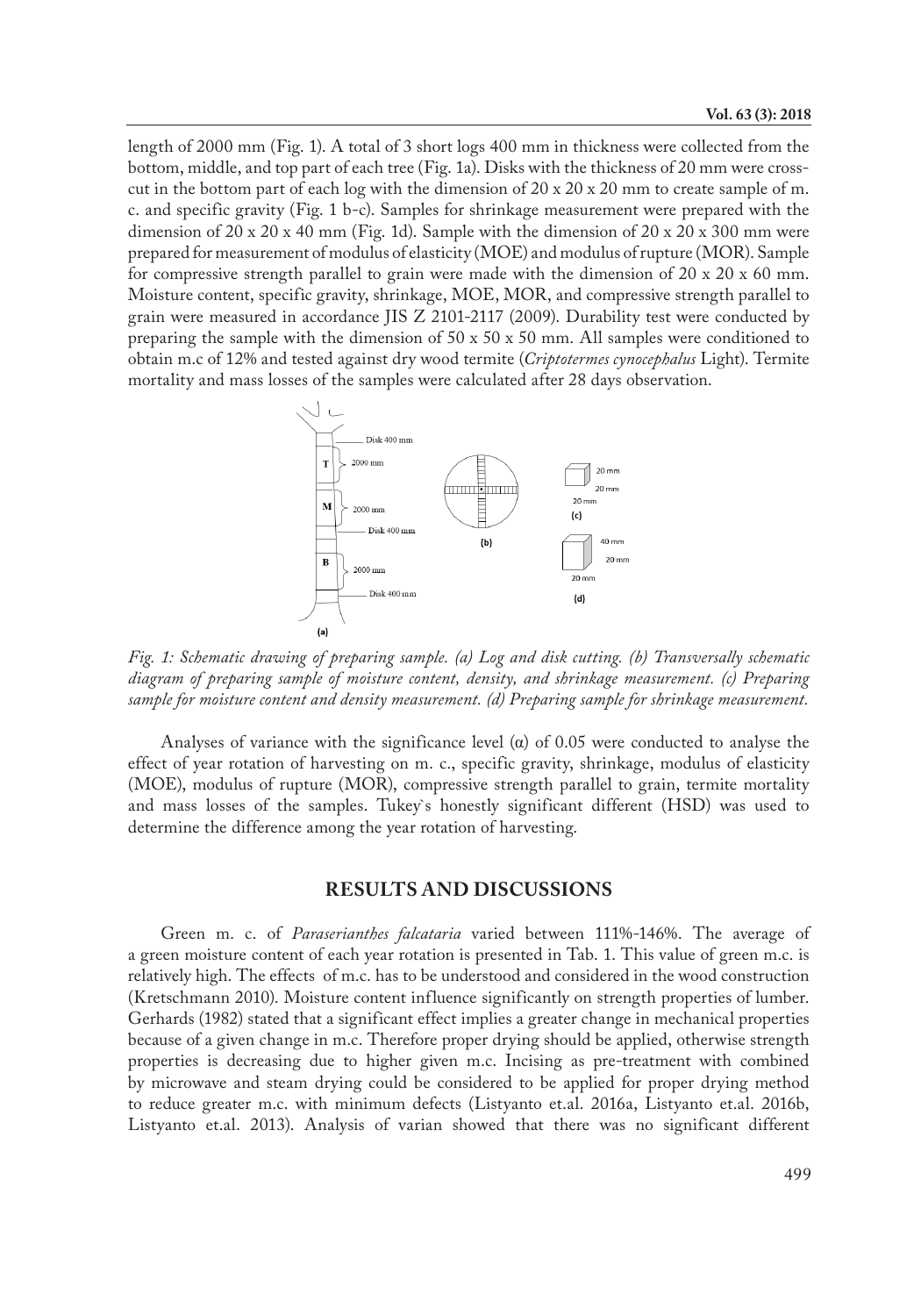length of 2000 mm (Fig. 1). A total of 3 short logs 400 mm in thickness were collected from the bottom, middle, and top part of each tree (Fig. 1a). Disks with the thickness of 20 mm were cross-cut in the bottom part of each log with the dimension of 20 x 20 x 20 mm to create sample of m. c. and specific gravity (Fig. 1 b-c). Samples for shrinkage measurement were prepared with the dimension of 20 x 20 x 40 mm (Fig. 1d). Sample with the dimension of 20 x 20 x 300 mm were prepared for measurement of modulus of elasticity (MOE) and modulus of rupture (MOR). Sample for compressive strength parallel to grain were made with the dimension of 20 x 20 x 60 mm. Moisture content, specific gravity, shrinkage, MOE, MOR, and compressive strength parallel to grain were measured in accordance JIS Z 2101-2117 (2009). Durability test were conducted by preparing the sample with the dimension of 50 x 50 x 50 mm. All samples were conditioned to obtain m.c of 12% and tested against dry wood termite (*Criptotermes cynocephalus* Light). Termite mortality and mass losses of the samples were calculated after 28 days observation.

*Fig. 1: Schematic drawing of preparing sample. (a) Log and disk cutting. (b) Transversally schematic diagram of preparing sample of moisture content, density, and shrinkage measurement. (c) Preparing sample for moisture content and density measurement. (d) Preparing sample for shrinkage measurement.*

Analyses of variance with the significance level (α) of 0.05 were conducted to analyse the effect of year rotation of harvesting on m. c., specific gravity, shrinkage, modulus of elasticity (MOE), modulus of rupture (MOR), compressive strength parallel to grain, termite mortality and mass losses of the samples. Tukey`s honestly significant different (HSD) was used to determine the difference among the year rotation of harvesting.

## RESULTS AND DISCUSSIONS

Green m. c. of *Paraserianthes falcataria* varied between 111%-146%. The average of a green moisture content of each year rotation is presented in Tab. 1. This value of green m.c. is relatively high. The effects of m.c. has to be understood and considered in the wood construction (Kretschmann 2010). Moisture content influence significantly on strength properties of lumber. Gerhards (1982) stated that a significant effect implies a greater change in mechanical properties because of a given change in m.c. Therefore proper drying should be applied, otherwise strength properties is decreasing due to higher given m.c. Incising as pre-treatment with combined by microwave and steam drying could be considered to be applied for proper drying method to reduce greater m.c. with minimum defects (Listyanto et.al. 2016a, Listyanto et.al. 2016b, Listyanto et.al. 2013). Analysis of varian showed that there was no significant different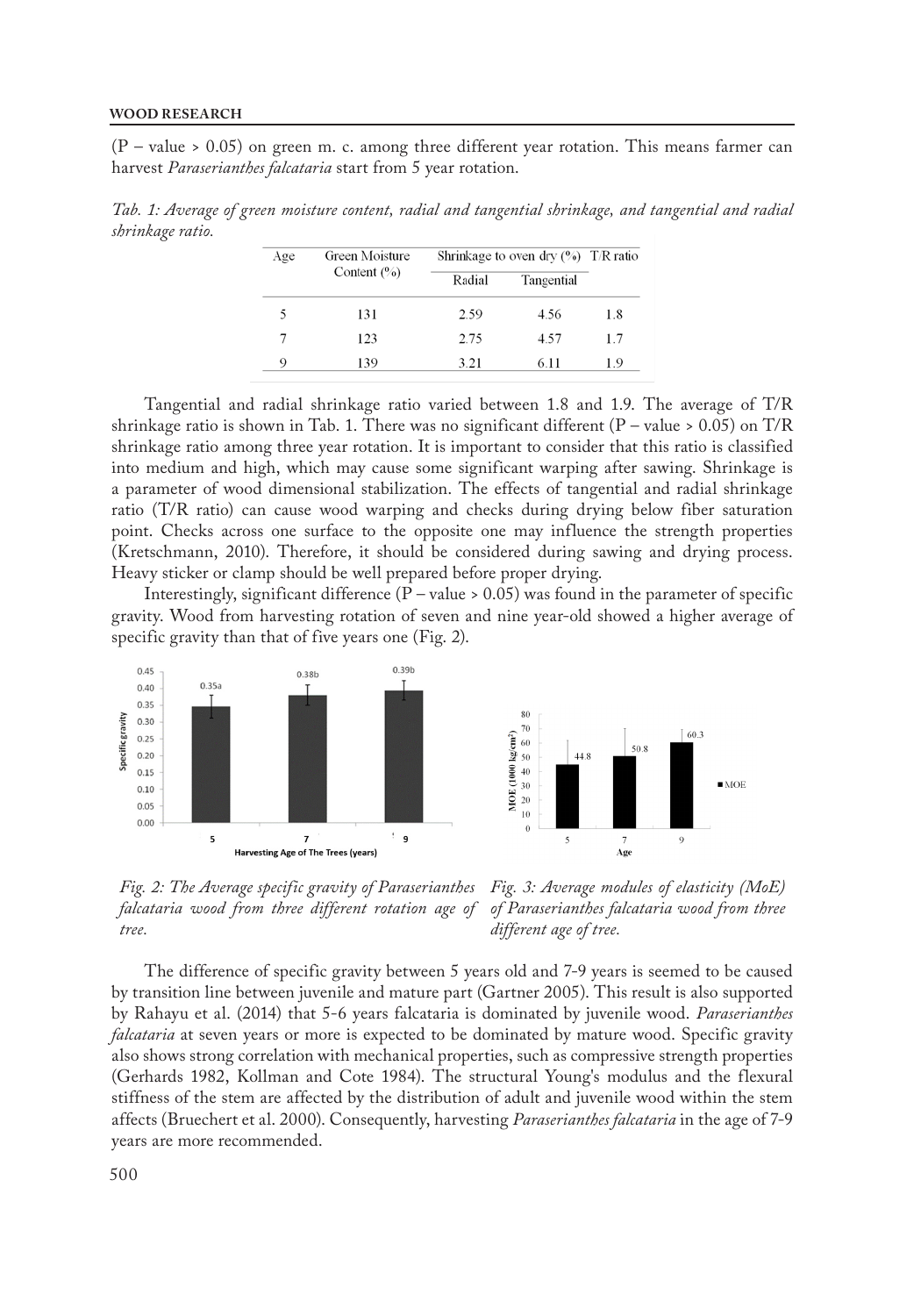(P – value > 0.05) on green m. c. among three different year rotation. This means farmer can harvest *Paraserianthes falcataria* start from 5 year rotation.

*Tab. 1: Average of green moisture content, radial and tangential shrinkage, and tangential and radial shrinkage ratio.*

| Age | Green Moisture Content (%) | Shrinkage to oven dry (%) | | T/R ratio |
|---|---|---|---|---|
| | | Radial | Tangential | |
| 5 | 131 | 2.59 | 4.56 | 1.8 |
| 7 | 123 | 2.75 | 4.57 | 1.7 |
| 9 | 139 | 3.21 | 6.11 | 1.9 |

Tangential and radial shrinkage ratio varied between 1.8 and 1.9. The average of T/R shrinkage ratio is shown in Tab. 1. There was no significant different (P – value > 0.05) on T/R shrinkage ratio among three year rotation. It is important to consider that this ratio is classified into medium and high, which may cause some significant warping after sawing. Shrinkage is a parameter of wood dimensional stabilization. The effects of tangential and radial shrinkage ratio (T/R ratio) can cause wood warping and checks during drying below fiber saturation point. Checks across one surface to the opposite one may influence the strength properties (Kretschmann, 2010). Therefore, it should be considered during sawing and drying process. Heavy sticker or clamp should be well prepared before proper drying.

Interestingly, significant difference (P – value > 0.05) was found in the parameter of specific gravity. Wood from harvesting rotation of seven and nine year-old showed a higher average of specific gravity than that of five years one (Fig. 2).

*Fig. 2: The Average specific gravity of Paraserianthes falcataria wood from three different rotation age of tree.*

*Fig. 3: Average modules of elasticity (MoE) of Paraserianthes falcataria wood from three different age of tree.*

The difference of specific gravity between 5 years old and 7-9 years is seemed to be caused by transition line between juvenile and mature part (Gartner 2005). This result is also supported by Rahayu et al. (2014) that 5-6 years falcataria is dominated by juvenile wood. *Paraserianthes falcataria* at seven years or more is expected to be dominated by mature wood. Specific gravity also shows strong correlation with mechanical properties, such as compressive strength properties (Gerhards 1982, Kollman and Cote 1984). The structural Young's modulus and the flexural stiffness of the stem are affected by the distribution of adult and juvenile wood within the stem affects (Bruechert et al. 2000). Consequently, harvesting *Paraserianthes falcataria* in the age of 7-9 years are more recommended.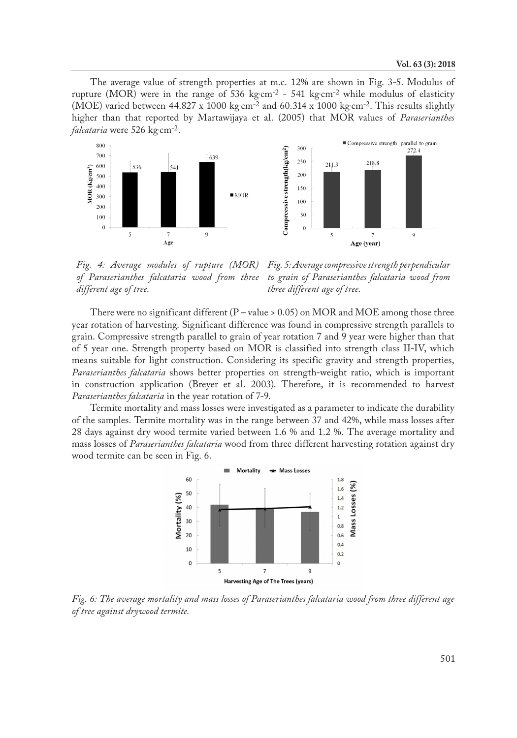The average value of strength properties at m.c. 12% are shown in Fig. 3-5. Modulus of rupture (MOR) were in the range of 536 kg·cm$^{-2}$ - 541 kg·cm$^{-2}$ while modulus of elasticity (MOE) varied between 44.827 x 1000 kg·cm$^{-2}$ and 60.314 x 1000 kg·cm$^{-2}$. This results slightly higher than that reported by Martawijaya et al. (2005) that MOR values of *Paraserianthes falcataria* were 526 kg·cm$^{-2}$.

*Fig. 4: Average modules of rupture (MOR) of Paraserianthes falcataria wood from three different age of tree.*

*Fig. 5: Average compressive strength perpendicular to grain of Paraserianthes falcataria wood from three different age of tree.*

There were no significant different (P – value > 0.05) on MOR and MOE among those three year rotation of harvesting. Significant difference was found in compressive strength parallels to grain. Compressive strength parallel to grain of year rotation 7 and 9 year were higher than that of 5 year one. Strength property based on MOR is classified into strength class II-IV, which means suitable for light construction. Considering its specific gravity and strength properties, *Paraserianthes falcataria* shows better properties on strength-weight ratio, which is important in construction application (Breyer et al. 2003). Therefore, it is recommended to harvest *Paraserianthes falcataria* in the year rotation of 7-9.

Termite mortality and mass losses were investigated as a parameter to indicate the durability of the samples. Termite mortality was in the range between 37 and 42%, while mass losses after 28 days against dry wood termite varied between 1.6 % and 1.2 %. The average mortality and mass losses of *Paraserianthes falcataria* wood from three different harvesting rotation against dry wood termite can be seen in Fig. 6.

*Fig. 6: The average mortality and mass losses of Paraserianthes falcataria wood from three different age of tree against drywood termite.*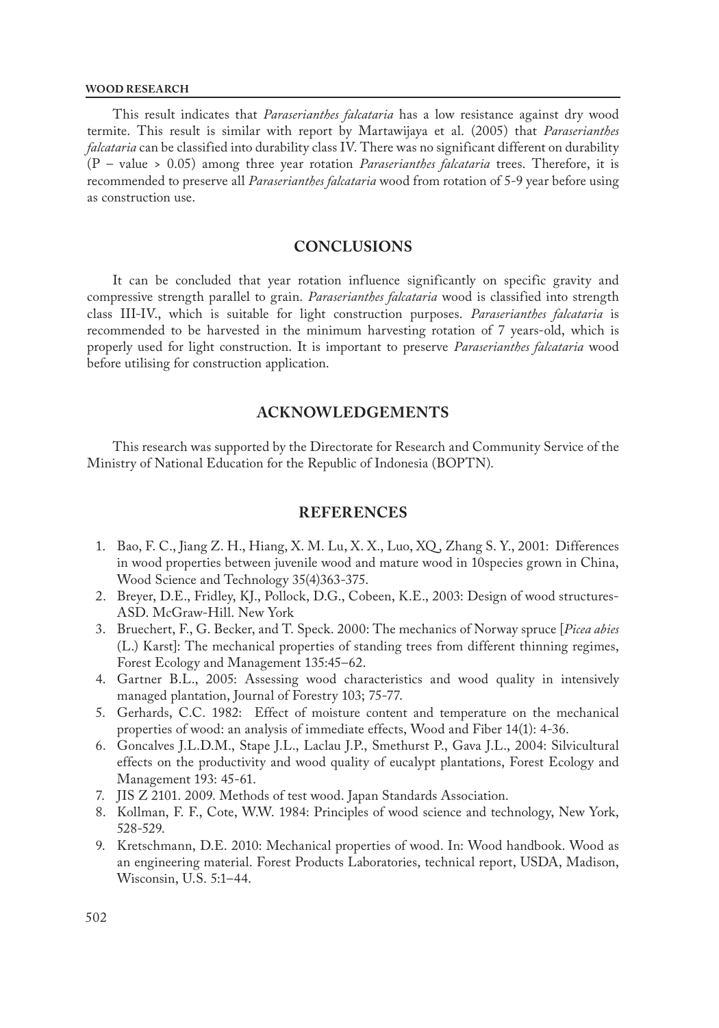This result indicates that *Paraserianthes falcataria* has a low resistance against dry wood termite. This result is similar with report by Martawijaya et al. (2005) that *Paraserianthes falcataria* can be classified into durability class IV. There was no significant different on durability (P – value > 0.05) among three year rotation *Paraserianthes falcataria* trees. Therefore, it is recommended to preserve all *Paraserianthes falcataria* wood from rotation of 5-9 year before using as construction use.

## CONCLUSIONS

It can be concluded that year rotation influence significantly on specific gravity and compressive strength parallel to grain. *Paraserianthes falcataria* wood is classified into strength class III-IV., which is suitable for light construction purposes. *Paraserianthes falcataria* is recommended to be harvested in the minimum harvesting rotation of 7 years-old, which is properly used for light construction. It is important to preserve *Paraserianthes falcataria* wood before utilising for construction application.

## ACKNOWLEDGEMENTS

This research was supported by the Directorate for Research and Community Service of the Ministry of National Education for the Republic of Indonesia (BOPTN).

## REFERENCES

1. Bao, F. C., Jiang Z. H., Hiang, X. M. Lu, X. X., Luo, XQ¸ Zhang S. Y., 2001: Differences in wood properties between juvenile wood and mature wood in 10species grown in China, Wood Science and Technology 35(4)363-375.
2. Breyer, D.E., Fridley, KJ., Pollock, D.G., Cobeen, K.E., 2003: Design of wood structures-ASD. McGraw-Hill. New York
3. Bruechert, F., G. Becker, and T. Speck. 2000: The mechanics of Norway spruce [*Picea abies* (L.) Karst]: The mechanical properties of standing trees from different thinning regimes, Forest Ecology and Management 135:45–62.
4. Gartner B.L., 2005: Assessing wood characteristics and wood quality in intensively managed plantation, Journal of Forestry 103; 75-77.
5. Gerhards, C.C. 1982: Effect of moisture content and temperature on the mechanical properties of wood: an analysis of immediate effects, Wood and Fiber 14(1): 4-36.
6. Goncalves J.L.D.M., Stape J.L., Laclau J.P., Smethurst P., Gava J.L., 2004: Silvicultural effects on the productivity and wood quality of eucalypt plantations, Forest Ecology and Management 193: 45-61.
7. JIS Z 2101. 2009. Methods of test wood. Japan Standards Association.
8. Kollman, F. F., Cote, W.W. 1984: Principles of wood science and technology, New York, 528-529.
9. Kretschmann, D.E. 2010: Mechanical properties of wood. In: Wood handbook. Wood as an engineering material. Forest Products Laboratories, technical report, USDA, Madison, Wisconsin, U.S. 5:1–44.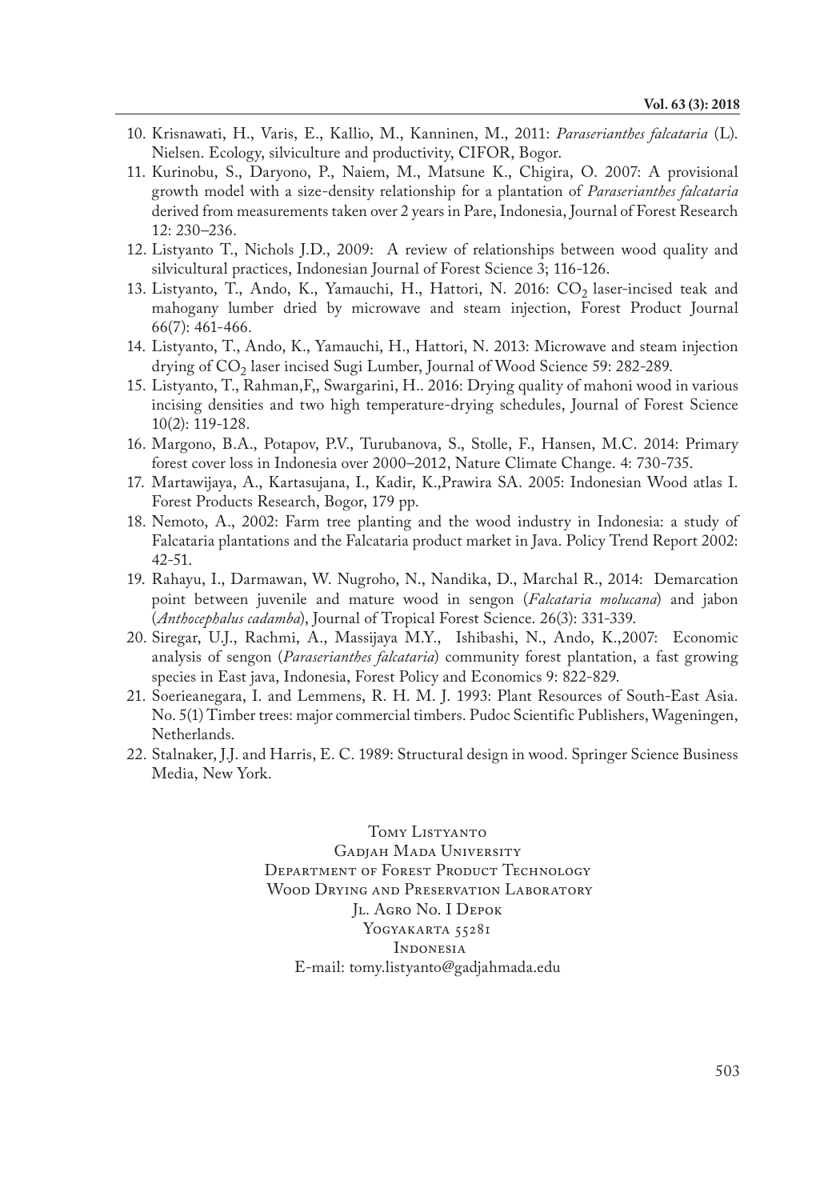10. Krisnawati, H., Varis, E., Kallio, M., Kanninen, M., 2011: *Paraserianthes falcataria* (L). Nielsen. Ecology, silviculture and productivity, CIFOR, Bogor.
11. Kurinobu, S., Daryono, P., Naiem, M., Matsune K., Chigira, O. 2007: A provisional growth model with a size-density relationship for a plantation of *Paraserianthes falcataria* derived from measurements taken over 2 years in Pare, Indonesia, Journal of Forest Research 12: 230–236.
12. Listyanto T., Nichols J.D., 2009: A review of relationships between wood quality and silvicultural practices, Indonesian Journal of Forest Science 3; 116-126.
13. Listyanto, T., Ando, K., Yamauchi, H., Hattori, N. 2016: $CO_2$ laser-incised teak and mahogany lumber dried by microwave and steam injection, Forest Product Journal 66(7): 461-466.
14. Listyanto, T., Ando, K., Yamauchi, H., Hattori, N. 2013: Microwave and steam injection drying of $CO_2$ laser incised Sugi Lumber, Journal of Wood Science 59: 282-289.
15. Listyanto, T., Rahman,F,, Swargarini, H.. 2016: Drying quality of mahoni wood in various incising densities and two high temperature-drying schedules, Journal of Forest Science 10(2): 119-128.
16. Margono, B.A., Potapov, P.V., Turubanova, S., Stolle, F., Hansen, M.C. 2014: Primary forest cover loss in Indonesia over 2000–2012, Nature Climate Change. 4: 730-735.
17. Martawijaya, A., Kartasujana, I., Kadir, K.,Prawira SA. 2005: Indonesian Wood atlas I. Forest Products Research, Bogor, 179 pp.
18. Nemoto, A., 2002: Farm tree planting and the wood industry in Indonesia: a study of Falcataria plantations and the Falcataria product market in Java. Policy Trend Report 2002: 42-51.
19. Rahayu, I., Darmawan, W. Nugroho, N., Nandika, D., Marchal R., 2014: Demarcation point between juvenile and mature wood in sengon (*Falcataria molucana*) and jabon (*Anthocephalus cadamba*), Journal of Tropical Forest Science. 26(3): 331-339.
20. Siregar, U.J., Rachmi, A., Massijaya M.Y., Ishibashi, N., Ando, K.,2007: Economic analysis of sengon (*Paraserianthes falcataria*) community forest plantation, a fast growing species in East java, Indonesia, Forest Policy and Economics 9: 822-829.
21. Soerieanegara, I. and Lemmens, R. H. M. J. 1993: Plant Resources of South-East Asia. No. 5(1) Timber trees: major commercial timbers. Pudoc Scientific Publishers, Wageningen, Netherlands.
22. Stalnaker, J.J. and Harris, E. C. 1989: Structural design in wood. Springer Science Business Media, New York.

Tomy Listyanto
Gadjah Mada University
Department of Forest Product Technology
Wood Drying and Preservation Laboratory
Jl. Agro No. I Depok
Yogyakarta 55281
Indonesia
E-mail: tomy.listyanto@gadjahmada.edu